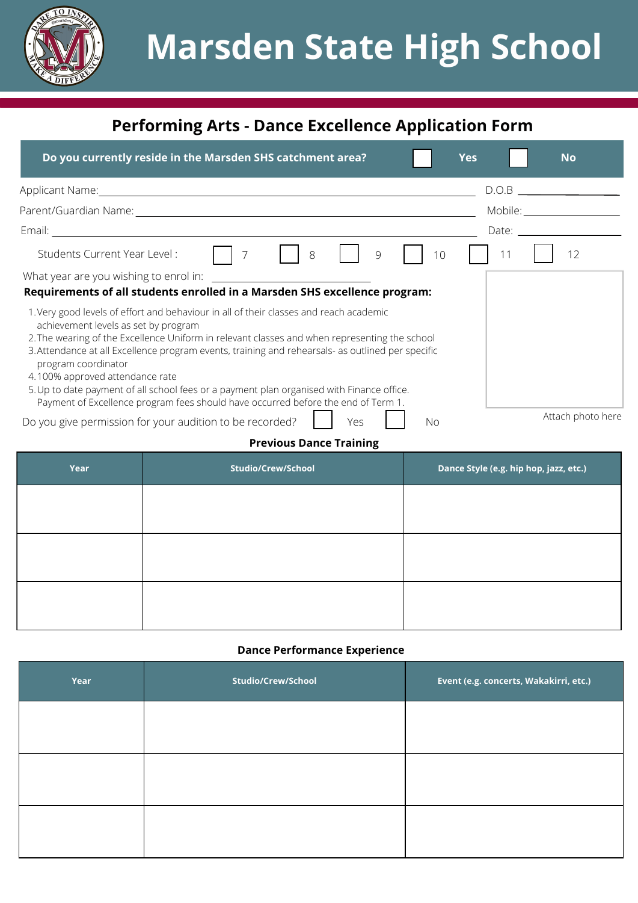# Marsden State High School

## Performing Arts - Dance Excellence Application Form

**Do you currently reside in the Marsden SHS catchment area?** ☐ **Yes** ☐ **No**

Applicant Name: ______________________ D.O.B ______________

Parent/Guardian Name: ______________________ Mobile: ______________

Email: ______________________ Date: ______________

Students Current Year Level : ☐ 7 ☐ 8 ☐ 9 ☐ 10 ☐ 11 ☐ 12

What year are you wishing to enrol in: ______________

**Requirements of all students enrolled in a Marsden SHS excellence program:**

1. Very good levels of effort and behaviour in all of their classes and reach academic achievement levels as set by program
2. The wearing of the Excellence Uniform in relevant classes and when representing the school
3. Attendance at all Excellence program events, training and rehearsals- as outlined per specific program coordinator
4. 100% approved attendance rate
5. Up to date payment of all school fees or a payment plan organised with Finance office. Payment of Excellence program fees should have occurred before the end of Term 1.

Attach photo here

Do you give permission for your audition to be recorded? ☐ Yes ☐ No

**Previous Dance Training**

| Year | Studio/Crew/School | Dance Style (e.g. hip hop, jazz, etc.) |
|---|---|---|
| | | |
| | | |
| | | |

**Dance Performance Experience**

| Year | Studio/Crew/School | Event (e.g. concerts, Wakakirri, etc.) |
|---|---|---|
| | | |
| | | |
| | | |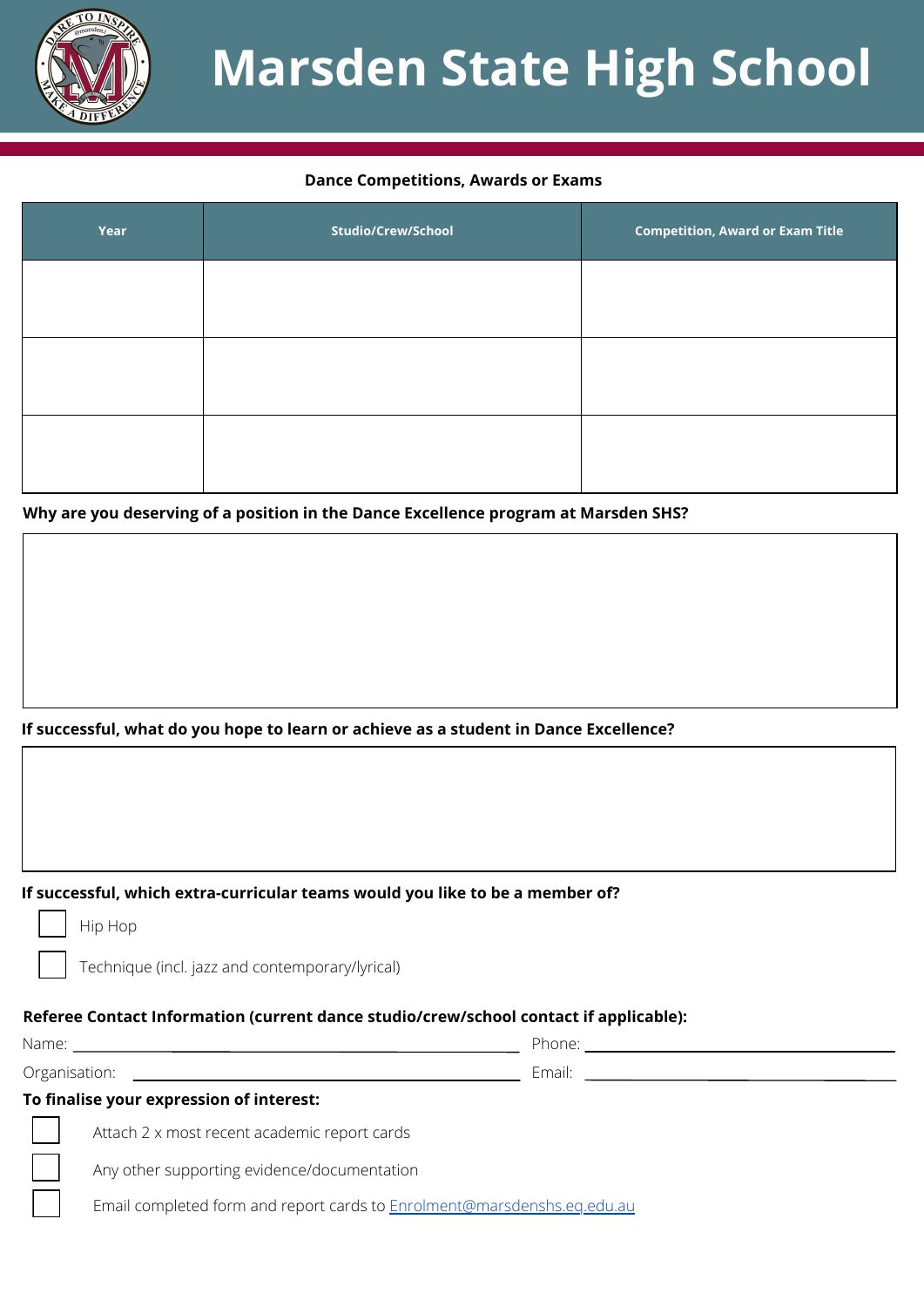# Marsden State High School

**Dance Competitions, Awards or Exams**

| Year | Studio/Crew/School | Competition, Award or Exam Title |
|---|---|---|
| | | |
| | | |
| | | |

**Why are you deserving of a position in the Dance Excellence program at Marsden SHS?**

**If successful, what do you hope to learn or achieve as a student in Dance Excellence?**

**If successful, which extra-curricular teams would you like to be a member of?**

- ☐ Hip Hop
- ☐ Technique (incl. jazz and contemporary/lyrical)

**Referee Contact Information (current dance studio/crew/school contact if applicable):**

Name: ______________________ Phone: ______________________

Organisation: ______________________ Email: ______________________

**To finalise your expression of interest:**

- ☐ Attach 2 x most recent academic report cards
- ☐ Any other supporting evidence/documentation
- ☐ Email completed form and report cards to Enrolment@marsdenshs.eq.edu.au